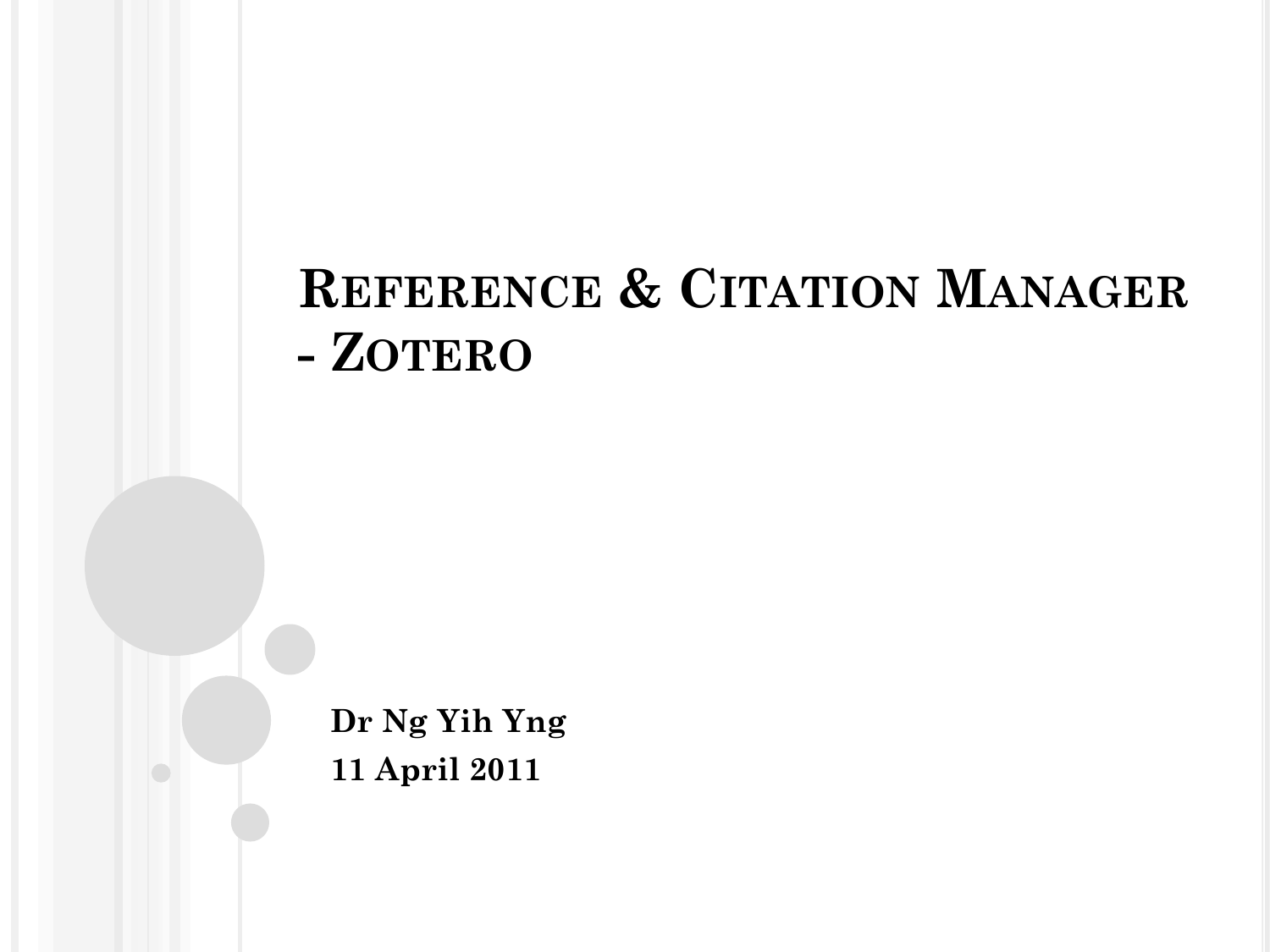# Reference & Citation Manager - Zotero

**Dr Ng Yih Yng**

**11 April 2011**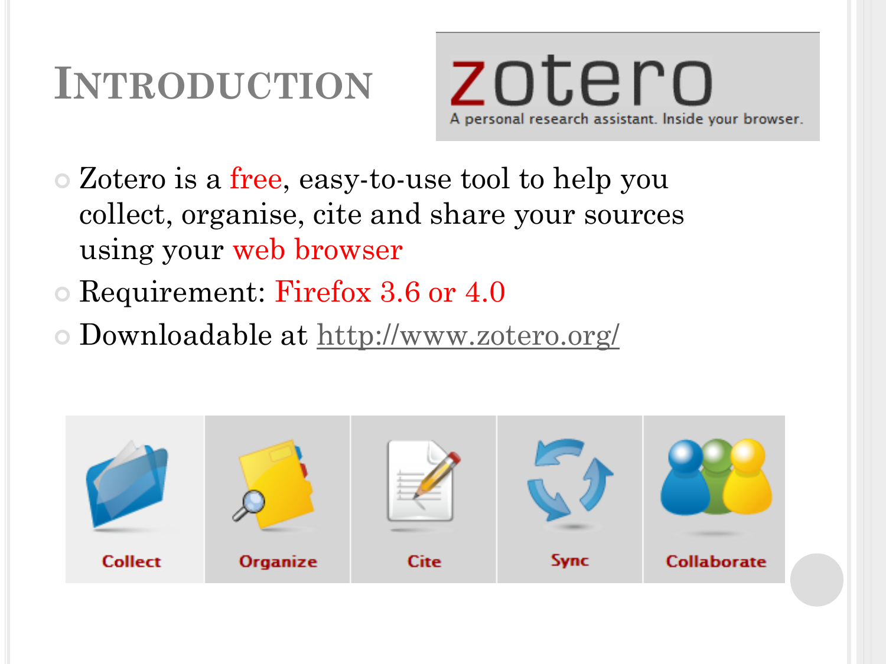# Introduction

zotero

A personal research assistant. Inside your browser.

- Zotero is a free, easy-to-use tool to help you collect, organise, cite and share your sources using your web browser
- Requirement: Firefox 3.6 or 4.0
- Downloadable at http://www.zotero.org/

Collect | Organize | Cite | Sync | Collaborate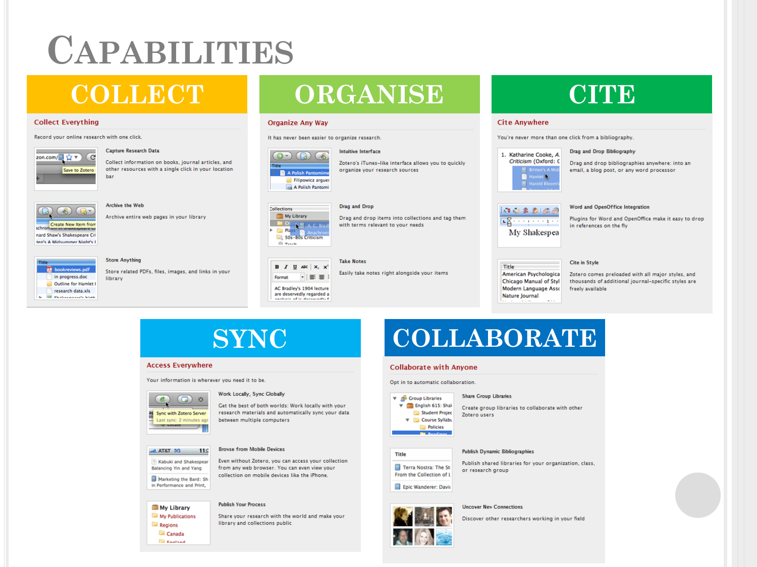# Capabilities

## COLLECT

### Collect Everything

Record your online research with one click.

**Capture Research Data**

Collect information on books, journal articles, and other resources with a single click in your location bar

**Archive the Web**

Archive entire web pages in your library

**Store Anything**

Store related PDFs, files, images, and links in your library

## ORGANISE

### Organize Any Way

It has never been easier to organize research.

**Intuitive Interface**

Zotero's iTunes-like interface allows you to quickly organize your research sources

**Drag and Drop**

Drag and drop items into collections and tag them with terms relevant to your needs

**Take Notes**

Easily take notes right alongside your items

## CITE

### Cite Anywhere

You're never more than one click from a bibliography.

**Drag and Drop Bibliography**

Drag and drop bibliographies anywhere: into an email, a blog post, or any word processor

**Word and OpenOffice Integration**

Plugins for Word and OpenOffice make it easy to drop in references on the fly

**Cite in Style**

Zotero comes preloaded with all major styles, and thousands of additional journal-specific styles are freely available

## SYNC

### Access Everywhere

Your information is wherever you need it to be.

**Work Locally, Sync Globally**

Get the best of both worlds: Work locally with your research materials and automatically sync your data between multiple computers

**Browse from Mobile Devices**

Even without Zotero, you can access your collection from any web browser. You can even view your collection on mobile devices like the iPhone.

**Publish Your Process**

Share your research with the world and make your library and collections public

## COLLABORATE

### Collaborate with Anyone

Opt in to automatic collaboration.

**Share Group Libraries**

Create group libraries to collaborate with other Zotero users

**Publish Dynamic Bibliographies**

Publish shared libraries for your organization, class, or research group

**Uncover New Connections**

Discover other researchers working in your field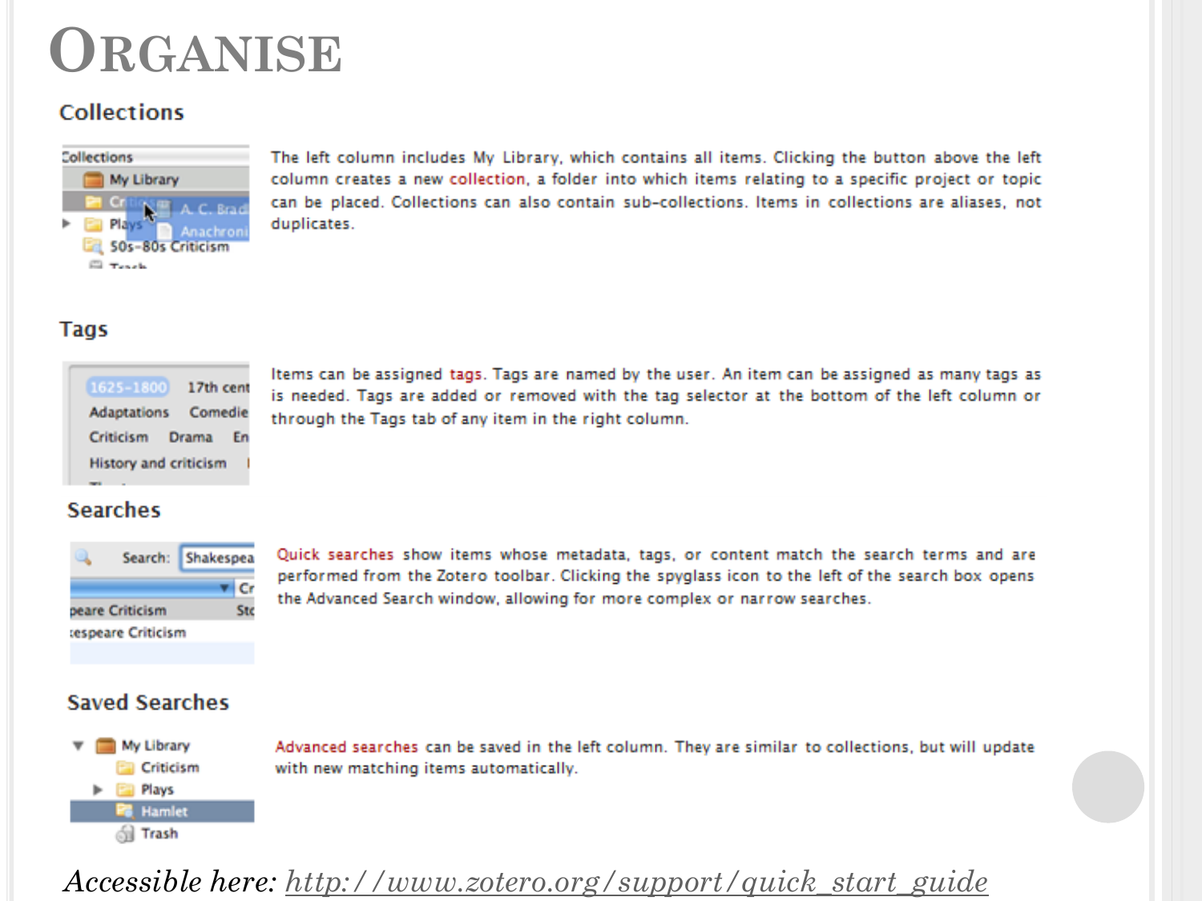# ORGANISE

## Collections

The left column includes My Library, which contains all items. Clicking the button above the left column creates a new collection, a folder into which items relating to a specific project or topic can be placed. Collections can also contain sub-collections. Items in collections are aliases, not duplicates.

## Tags

Items can be assigned tags. Tags are named by the user. An item can be assigned as many tags as is needed. Tags are added or removed with the tag selector at the bottom of the left column or through the Tags tab of any item in the right column.

## Searches

Quick searches show items whose metadata, tags, or content match the search terms and are performed from the Zotero toolbar. Clicking the spyglass icon to the left of the search box opens the Advanced Search window, allowing for more complex or narrow searches.

## Saved Searches

Advanced searches can be saved in the left column. They are similar to collections, but will update with new matching items automatically.

*Accessible here:* http://www.zotero.org/support/quick_start_guide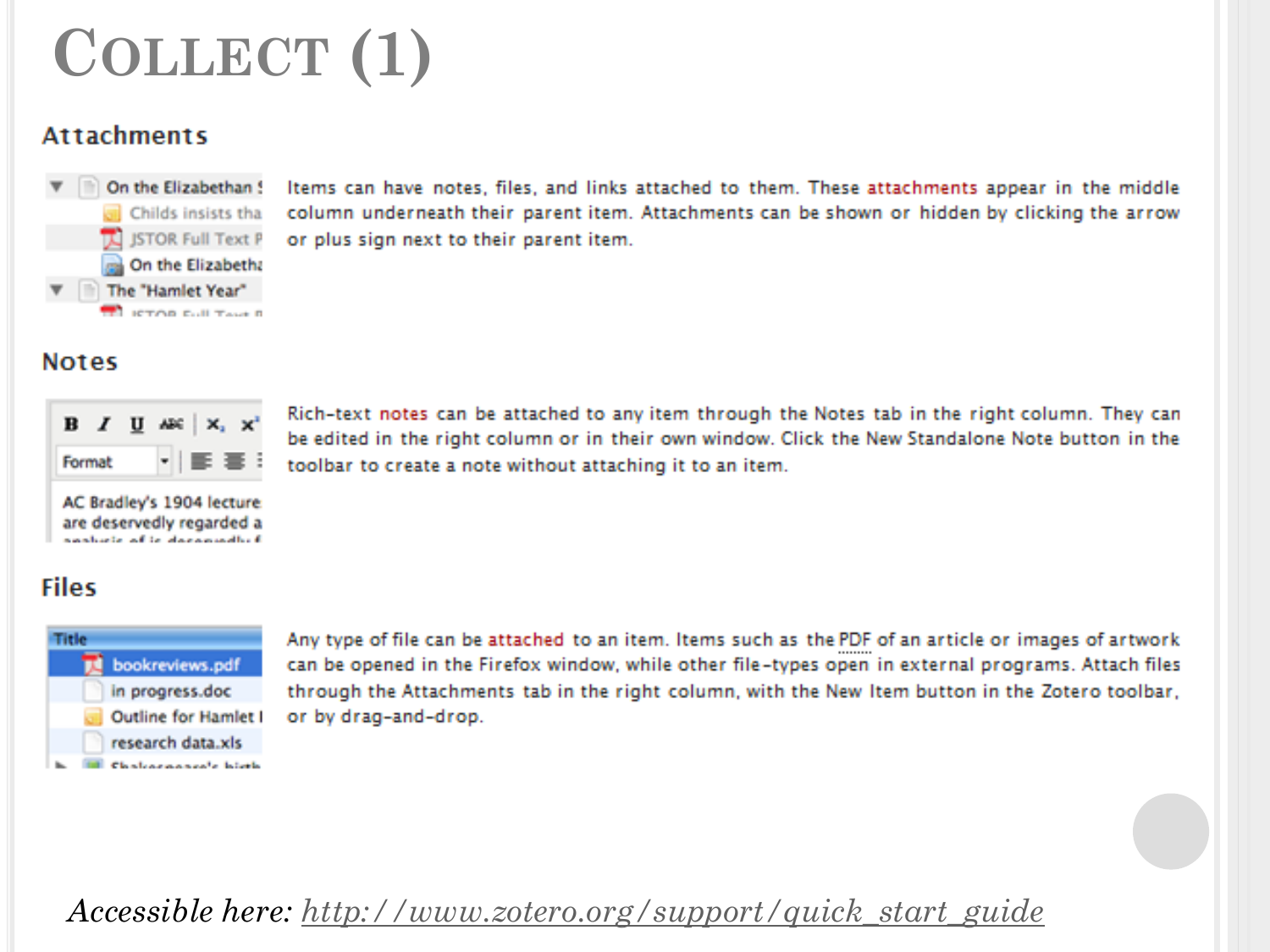# Collect (1)

## Attachments

Items can have notes, files, and links attached to them. These attachments appear in the middle column underneath their parent item. Attachments can be shown or hidden by clicking the arrow or plus sign next to their parent item.

## Notes

Rich-text notes can be attached to any item through the Notes tab in the right column. They can be edited in the right column or in their own window. Click the New Standalone Note button in the toolbar to create a note without attaching it to an item.

## Files

Any type of file can be attached to an item. Items such as the PDF of an article or images of artwork can be opened in the Firefox window, while other file-types open in external programs. Attach files through the Attachments tab in the right column, with the New Item button in the Zotero toolbar, or by drag-and-drop.

*Accessible here:* [http://www.zotero.org/support/quick_start_guide](http://www.zotero.org/support/quick_start_guide)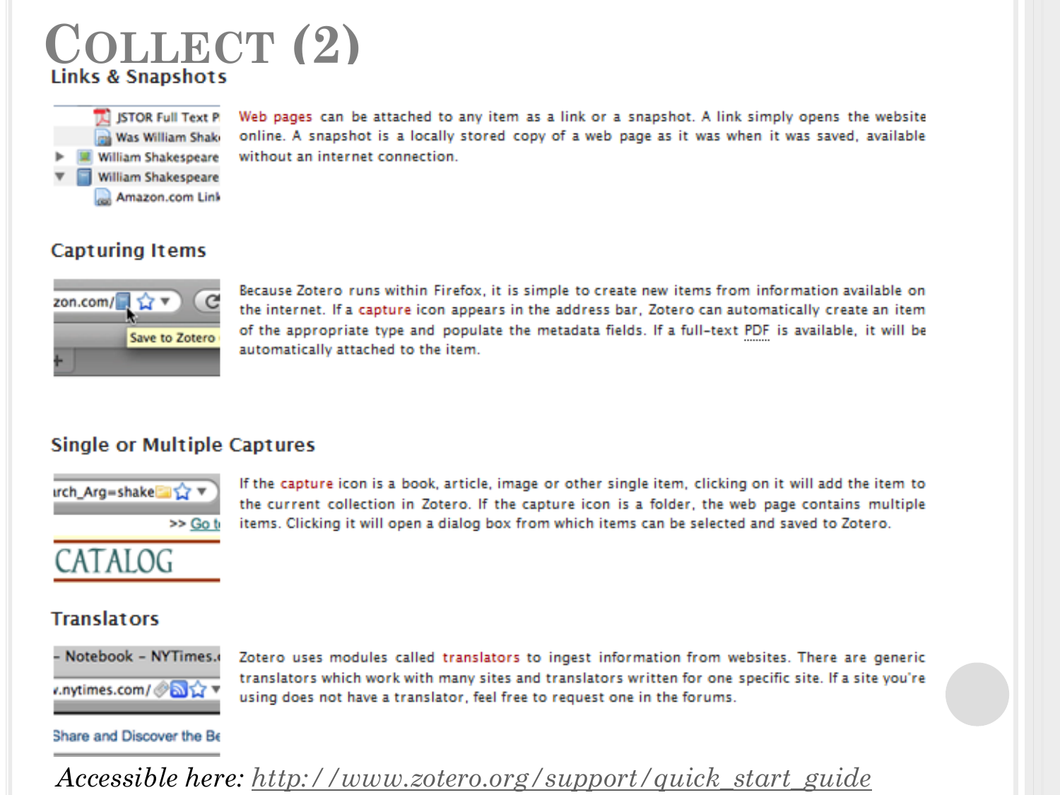# COLLECT (2)

## Links & Snapshots

Web pages can be attached to any item as a link or a snapshot. A link simply opens the website online. A snapshot is a locally stored copy of a web page as it was when it was saved, available without an internet connection.

## Capturing Items

Because Zotero runs within Firefox, it is simple to create new items from information available on the internet. If a capture icon appears in the address bar, Zotero can automatically create an item of the appropriate type and populate the metadata fields. If a full-text PDF is available, it will be automatically attached to the item.

## Single or Multiple Captures

If the capture icon is a book, article, image or other single item, clicking on it will add the item to the current collection in Zotero. If the capture icon is a folder, the web page contains multiple items. Clicking it will open a dialog box from which items can be selected and saved to Zotero.

## Translators

Zotero uses modules called translators to ingest information from websites. There are generic translators which work with many sites and translators written for one specific site. If a site you're using does not have a translator, feel free to request one in the forums.

*Accessible here:* http://www.zotero.org/support/quick_start_guide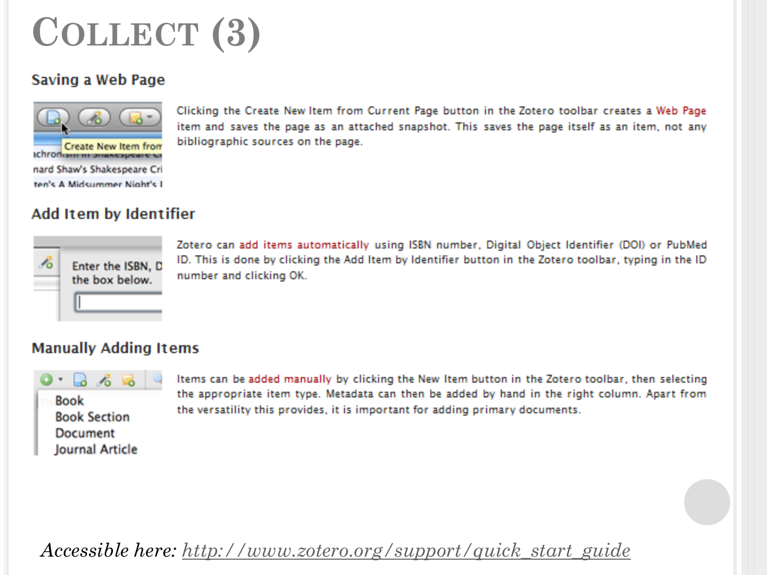# Collect (3)

### Saving a Web Page

Clicking the Create New Item from Current Page button in the Zotero toolbar creates a Web Page item and saves the page as an attached snapshot. This saves the page itself as an item, not any bibliographic sources on the page.

### Add Item by Identifier

Zotero can add items automatically using ISBN number, Digital Object Identifier (DOI) or PubMed ID. This is done by clicking the Add Item by Identifier button in the Zotero toolbar, typing in the ID number and clicking OK.

### Manually Adding Items

Items can be added manually by clicking the New Item button in the Zotero toolbar, then selecting the appropriate item type. Metadata can then be added by hand in the right column. Apart from the versatility this provides, it is important for adding primary documents.

*Accessible here:* *http://www.zotero.org/support/quick_start_guide*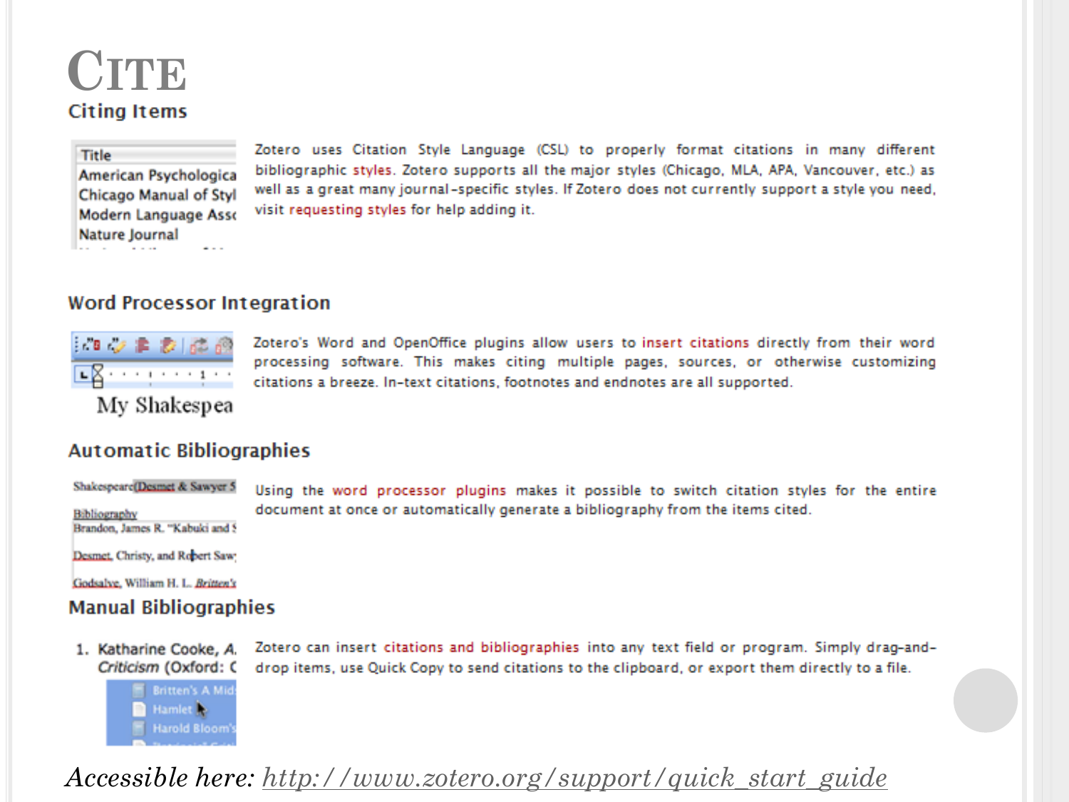# Cite

## Citing Items

Zotero uses Citation Style Language (CSL) to properly format citations in many different bibliographic styles. Zotero supports all the major styles (Chicago, MLA, APA, Vancouver, etc.) as well as a great many journal-specific styles. If Zotero does not currently support a style you need, visit requesting styles for help adding it.

## Word Processor Integration

Zotero's Word and OpenOffice plugins allow users to insert citations directly from their word processing software. This makes citing multiple pages, sources, or otherwise customizing citations a breeze. In-text citations, footnotes and endnotes are all supported.

## Automatic Bibliographies

Using the word processor plugins makes it possible to switch citation styles for the entire document at once or automatically generate a bibliography from the items cited.

## Manual Bibliographies

Zotero can insert citations and bibliographies into any text field or program. Simply drag-and-drop items, use Quick Copy to send citations to the clipboard, or export them directly to a file.

*Accessible here: http://www.zotero.org/support/quick_start_guide*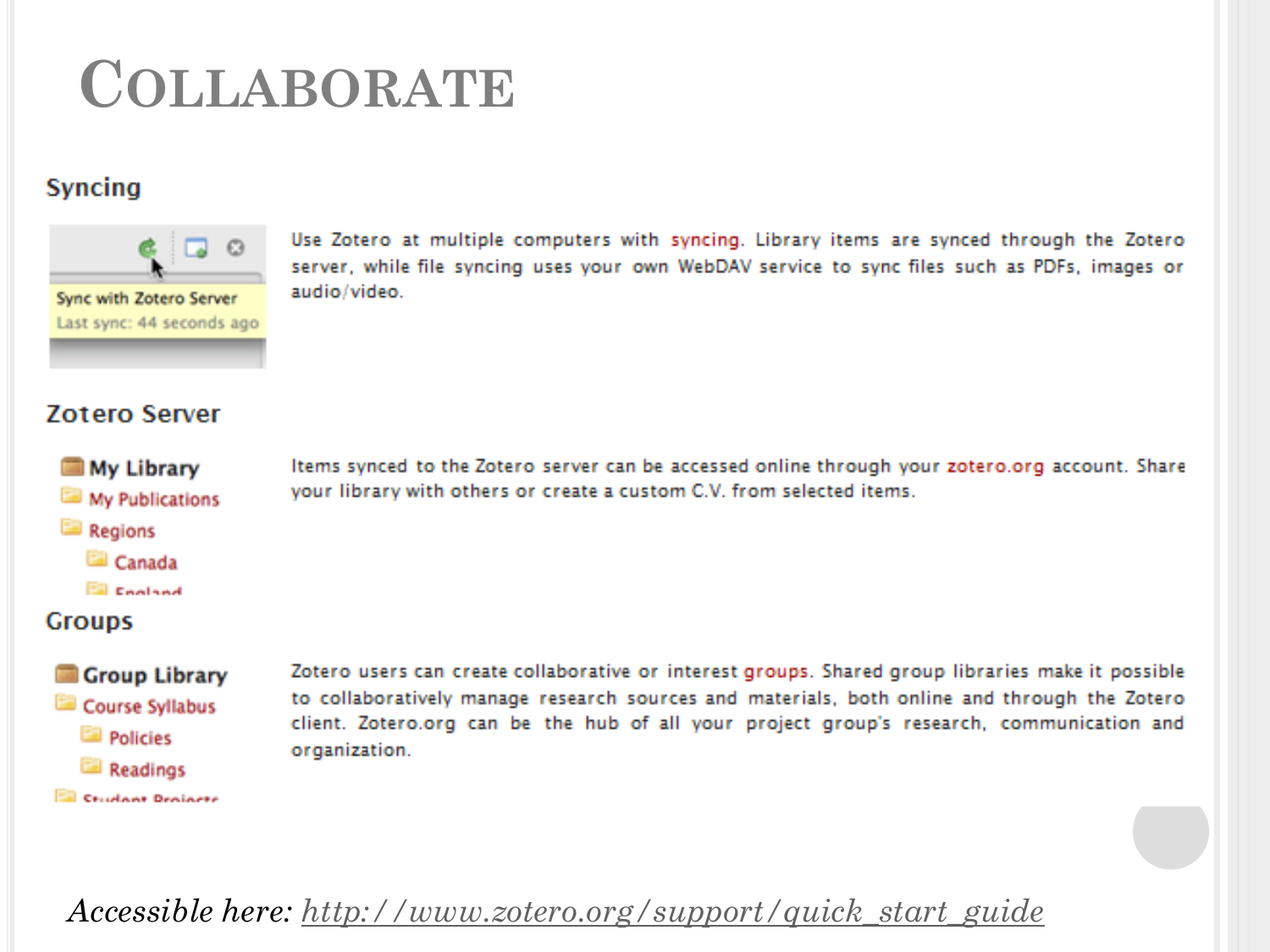# Collaborate

## Syncing

Sync with Zotero Server
Last sync: 44 seconds ago

Use Zotero at multiple computers with syncing. Library items are synced through the Zotero server, while file syncing uses your own WebDAV service to sync files such as PDFs, images or audio/video.

## Zotero Server

- **My Library**
  - My Publications
  - Regions
    - Canada
    - England

Items synced to the Zotero server can be accessed online through your zotero.org account. Share your library with others or create a custom C.V. from selected items.

## Groups

- **Group Library**
  - Course Syllabus
    - Policies
    - Readings
  - Student Projects

Zotero users can create collaborative or interest groups. Shared group libraries make it possible to collaboratively manage research sources and materials, both online and through the Zotero client. Zotero.org can be the hub of all your project group's research, communication and organization.

*Accessible here:* *http://www.zotero.org/support/quick_start_guide*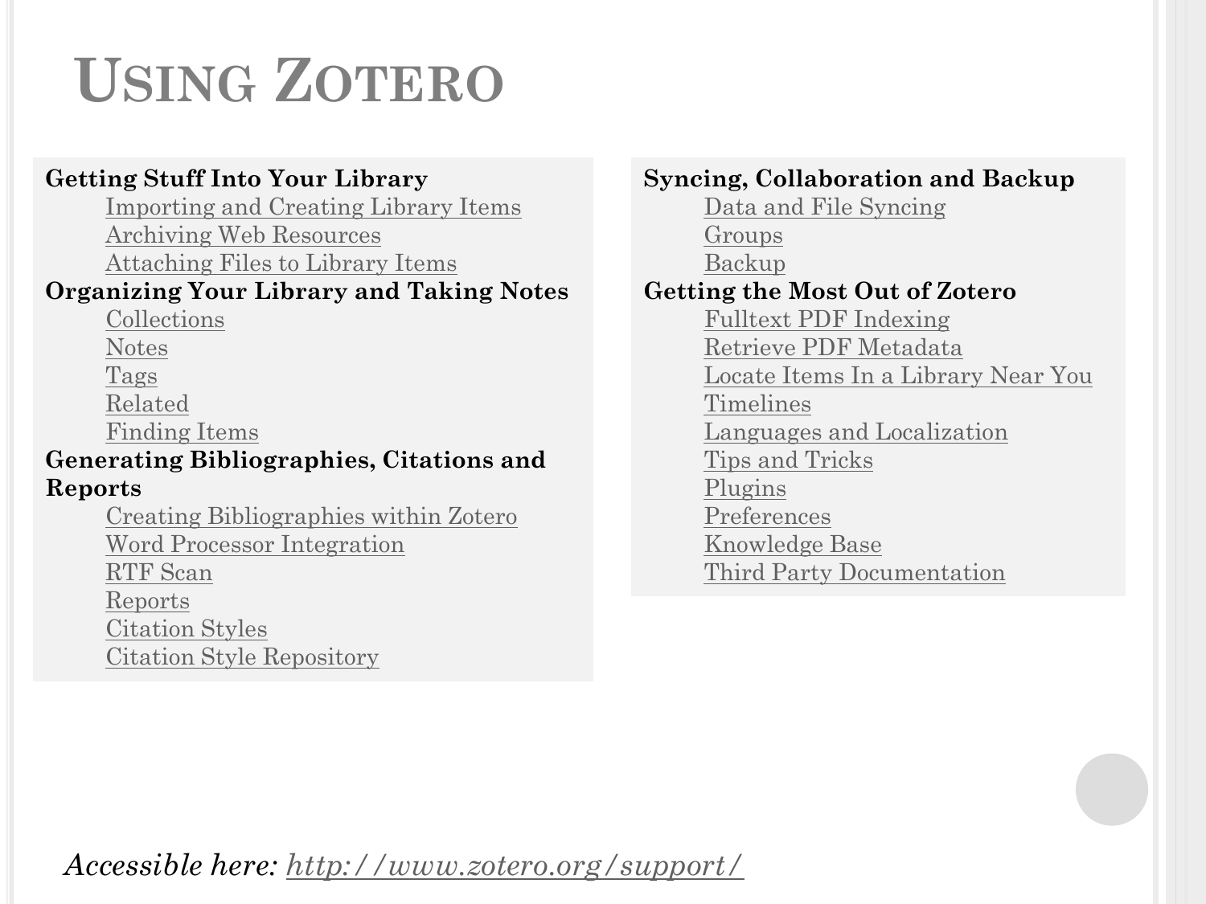# Using Zotero

**Getting Stuff Into Your Library**

- Importing and Creating Library Items
- Archiving Web Resources
- Attaching Files to Library Items

**Organizing Your Library and Taking Notes**

- Collections
- Notes
- Tags
- Related
- Finding Items

**Generating Bibliographies, Citations and Reports**

- Creating Bibliographies within Zotero
- Word Processor Integration
- RTF Scan
- Reports
- Citation Styles
- Citation Style Repository

**Syncing, Collaboration and Backup**

- Data and File Syncing
- Groups
- Backup

**Getting the Most Out of Zotero**

- Fulltext PDF Indexing
- Retrieve PDF Metadata
- Locate Items In a Library Near You
- Timelines
- Languages and Localization
- Tips and Tricks
- Plugins
- Preferences
- Knowledge Base
- Third Party Documentation

*Accessible here: http://www.zotero.org/support/*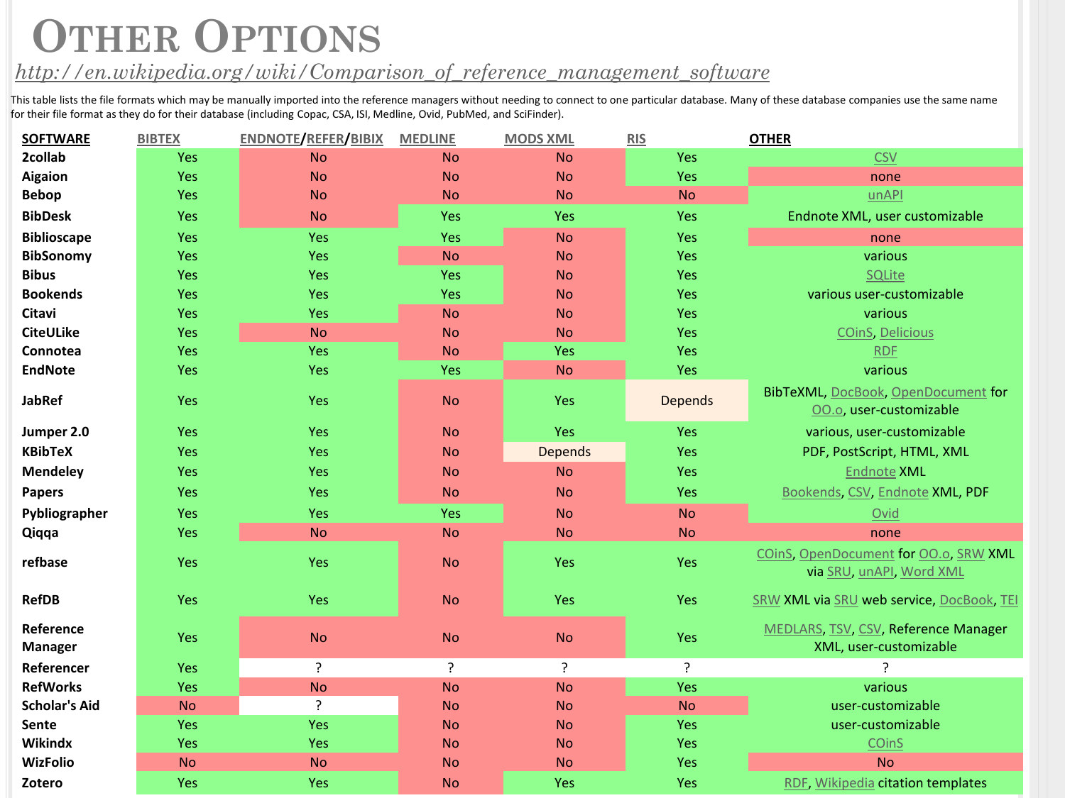# Other Options

*http://en.wikipedia.org/wiki/Comparison_of_reference_management_software*

This table lists the file formats which may be manually imported into the reference managers without needing to connect to one particular database. Many of these database companies use the same name for their file format as they do for their database (including Copac, CSA, ISI, Medline, Ovid, PubMed, and SciFinder).

| SOFTWARE | BIBTEX | ENDNOTE/REFER/BIBIX | MEDLINE | MODS XML | RIS | OTHER |
|---|---|---|---|---|---|---|
| 2collab | Yes | No | No | No | Yes | CSV |
| Aigaion | Yes | No | No | No | Yes | none |
| Bebop | Yes | No | No | No | No | unAPI |
| BibDesk | Yes | No | Yes | Yes | Yes | Endnote XML, user customizable |
| Biblioscape | Yes | Yes | Yes | No | Yes | none |
| BibSonomy | Yes | Yes | No | No | Yes | various |
| Bibus | Yes | Yes | Yes | No | Yes | SQLite |
| Bookends | Yes | Yes | Yes | No | Yes | various user-customizable |
| Citavi | Yes | Yes | No | No | Yes | various |
| CiteULike | Yes | No | No | No | Yes | COinS, Delicious |
| Connotea | Yes | Yes | No | Yes | Yes | RDF |
| EndNote | Yes | Yes | Yes | No | Yes | various |
| JabRef | Yes | Yes | No | Yes | Depends | BibTeXML, DocBook, OpenDocument for OO.o, user-customizable |
| Jumper 2.0 | Yes | Yes | No | Yes | Yes | various, user-customizable |
| KBibTeX | Yes | Yes | No | Depends | Yes | PDF, PostScript, HTML, XML |
| Mendeley | Yes | Yes | No | No | Yes | Endnote XML |
| Papers | Yes | Yes | No | No | Yes | Bookends, CSV, Endnote XML, PDF |
| Pybliographer | Yes | Yes | Yes | No | No | Ovid |
| Qiqqa | Yes | No | No | No | No | none |
| refbase | Yes | Yes | No | Yes | Yes | COinS, OpenDocument for OO.o, SRW XML via SRU, unAPI, Word XML |
| RefDB | Yes | Yes | No | Yes | Yes | SRW XML via SRU web service, DocBook, TEI |
| Reference Manager | Yes | No | No | No | Yes | MEDLARS, TSV, CSV, Reference Manager XML, user-customizable |
| Referencer | Yes | ? | ? | ? | ? | ? |
| RefWorks | Yes | No | No | No | Yes | various |
| Scholar's Aid | No | ? | No | No | No | user-customizable |
| Sente | Yes | Yes | No | No | Yes | user-customizable |
| Wikindx | Yes | Yes | No | No | Yes | COinS |
| WizFolio | No | No | No | No | Yes | No |
| Zotero | Yes | Yes | No | Yes | Yes | RDF, Wikipedia citation templates |